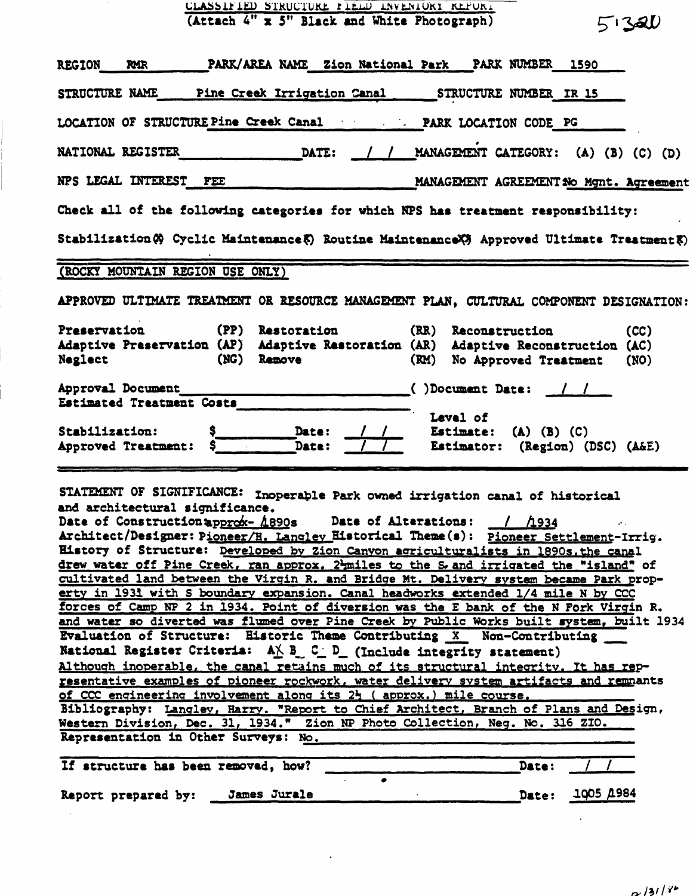CLASSIFIED STRUCTURE FIELD INVENTORY REPORT
(Attach 4" x 5" Black and White Photograph)

51320

REGION RMR PARK/AREA NAME Zion National Park PARK NUMBER 1590

STRUCTURE NAME Pine Creek Irrigation Canal STRUCTURE NUMBER IR 15

LOCATION OF STRUCTURE Pine Creek Canal PARK LOCATION CODE PG

NATIONAL REGISTER ______ DATE: / / MANAGEMENT CATEGORY: (A) (B) (C) (D)

NPS LEGAL INTEREST FEE MANAGEMENT AGREEMENT No Mgnt. Agreement

Check all of the following categories for which NPS has treatment responsibility:

Stabilization (X) Cyclic Maintenance (X) Routine Maintenance (X) Approved Ultimate Treatment (X)

(ROCKY MOUNTAIN REGION USE ONLY)

APPROVED ULTIMATE TREATMENT OR RESOURCE MANAGEMENT PLAN, CULTURAL COMPONENT DESIGNATION:

| | | | | | |
|---|---|---|---|---|---|
| Preservation | (PP) | Restoration | (RR) | Reconstruction | (CC) |
| Adaptive Preservation | (AP) | Adaptive Restoration | (AR) | Adaptive Reconstruction | (AC) |
| Neglect | (NG) | Remove | (RM) | No Approved Treatment | (NO) |

Approval Document ______ ( )Document Date: / /

Estimated Treatment Costs ______

Stabilization: $ ______ Date: / / Level of Estimate: (A) (B) (C)

Approved Treatment: $ ______ Date: / / Estimator: (Region) (DSC) (A&E)

STATEMENT OF SIGNIFICANCE: Inoperable Park owned irrigation canal of historical and architectural significance.

Date of Construction approx- 1890s Date of Alterations: / 1934

Architect/Designer: Pioneer/H. Langley Historical Theme(s): Pioneer Settlement-Irrig.

History of Structure: Developed by Zion Canyon agriculturalists in 1890s, the canal drew water off Pine Creek, ran approx. 2½ miles to the S. and irrigated the "island" of cultivated land between the Virgin R. and Bridge Mt. Delivery system became Park property in 1931 with S boundary expansion. Canal headworks extended 1/4 mile N by CCC forces of Camp NP 2 in 1934. Point of diversion was the E bank of the N Fork Virgin R. and water so diverted was flumed over Pine Creek by Public Works built system, built 1934

Evaluation of Structure: Historic Theme Contributing X Non-Contributing ___

National Register Criteria: A X B _ C _ D _ (Include integrity statement)

Although inoperable, the canal retains much of its structural integrity. It has representative examples of pioneer rockwork, water delivery system artifacts and remnants of CCC engineering involvement along its 2½ ( approx.) mile course.

Bibliography: Langley, Harry. "Report to Chief Architect, Branch of Plans and Design, Western Division, Dec. 31, 1934." Zion NP Photo Collection, Neg. No. 316 ZIO.

Representation in Other Surveys: No.

If structure has been removed, how? ______ Date: / /

Report prepared by: James Jurale Date: 1005 1984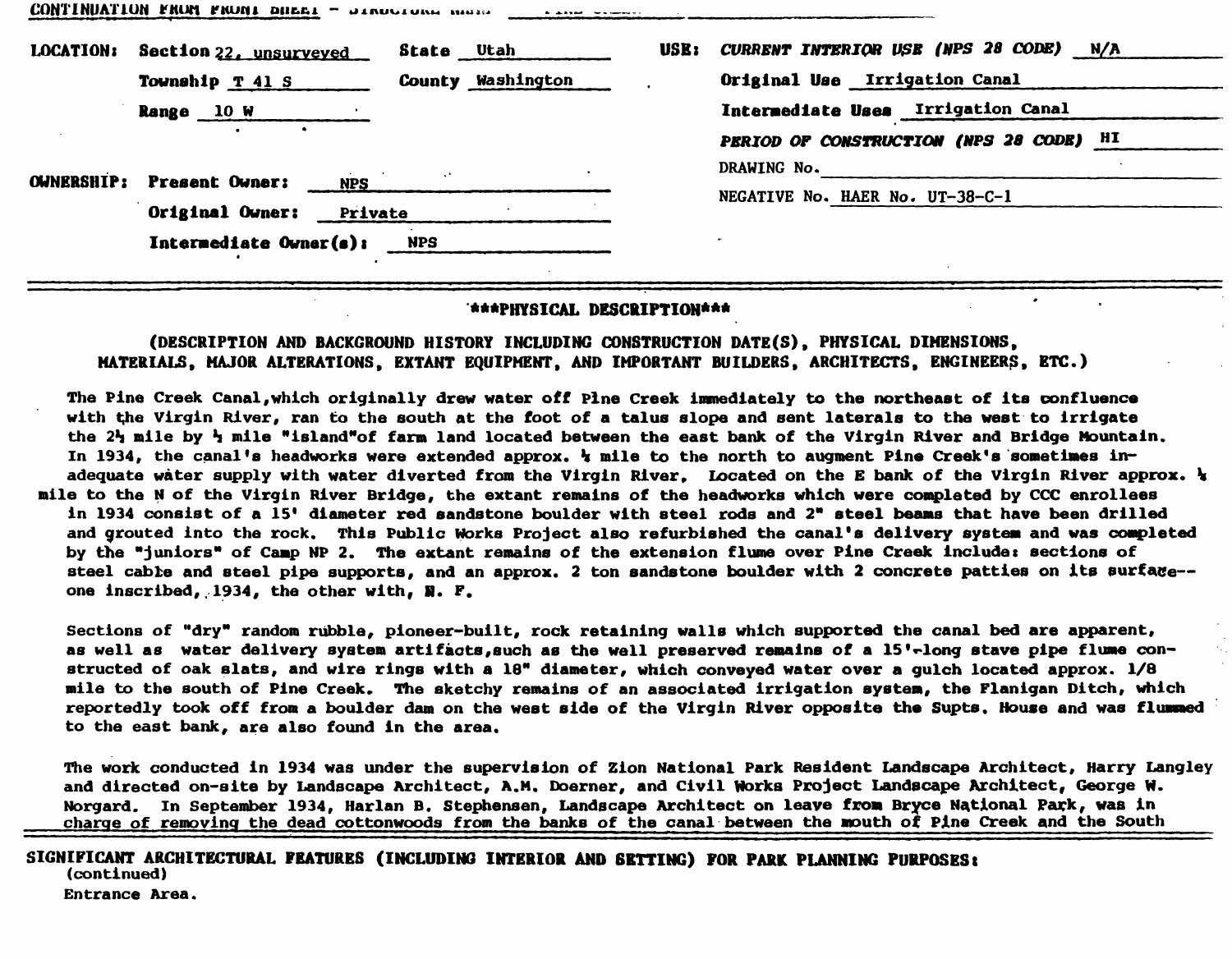CONTINUATION FROM FRONT SHEET - STRUCTURE NAME: PINE CREEK

**LOCATION:** Section 22, unsurveyed    State Utah
Township T 41 S    County Washington
Range 10 W

**OWNERSHIP:** Present Owner: NPS
Original Owner: Private
Intermediate Owner(s): NPS

**USE:** *CURRENT INTERIOR USE (NPS 28 CODE)* N/A
Original Use Irrigation Canal
Intermediate Uses Irrigation Canal
*PERIOD OF CONSTRUCTION (NPS 28 CODE)* HI
DRAWING No.
NEGATIVE No. HAER No. UT-38-C-1

## ***PHYSICAL DESCRIPTION***

(DESCRIPTION AND BACKGROUND HISTORY INCLUDING CONSTRUCTION DATE(S), PHYSICAL DIMENSIONS, MATERIALS, MAJOR ALTERATIONS, EXTANT EQUIPMENT, AND IMPORTANT BUILDERS, ARCHITECTS, ENGINEERS, ETC.)

The Pine Creek Canal, which originally drew water off Pine Creek immediately to the northeast of its confluence with the Virgin River, ran to the south at the foot of a talus slope and sent laterals to the west to irrigate the 2½ mile by ½ mile "island" of farm land located between the east bank of the Virgin River and Bridge Mountain. In 1934, the canal's headworks were extended approx. ½ mile to the north to augment Pine Creek's sometimes inadequate water supply with water diverted from the Virgin River. Located on the E bank of the Virgin River approx. ½ mile to the N of the Virgin River Bridge, the extant remains of the headworks which were completed by CCC enrollees in 1934 consist of a 15' diameter red sandstone boulder with steel rods and 2" steel beams that have been drilled and grouted into the rock. This Public Works Project also refurbished the canal's delivery system and was completed by the "juniors" of Camp NP 2. The extant remains of the extension flume over Pine Creek include: sections of steel cable and steel pipe supports, and an approx. 2 ton sandstone boulder with 2 concrete patties on its surface--one inscribed, 1934, the other with, N. F.

Sections of "dry" random rubble, pioneer-built, rock retaining walls which supported the canal bed are apparent, as well as water delivery system artifacts, such as the well preserved remains of a 15'-long stave pipe flume constructed of oak slats, and wire rings with a 18" diameter, which conveyed water over a gulch located approx. 1/8 mile to the south of Pine Creek. The sketchy remains of an associated irrigation system, the Flanigan Ditch, which reportedly took off from a boulder dam on the west side of the Virgin River opposite the Supts. House and was flummed to the east bank, are also found in the area.

The work conducted in 1934 was under the supervision of Zion National Park Resident Landscape Architect, Harry Langley and directed on-site by Landscape Architect, A.M. Doerner, and Civil Works Project Landscape Architect, George W. Norgard. In September 1934, Harlan B. Stephensen, Landscape Architect on leave from Bryce National Park, was in charge of removing the dead cottonwoods from the banks of the canal between the mouth of Pine Creek and the South

**SIGNIFICANT ARCHITECTURAL FEATURES (INCLUDING INTERIOR AND SETTING) FOR PARK PLANNING PURPOSES:**
(continued)
Entrance Area.